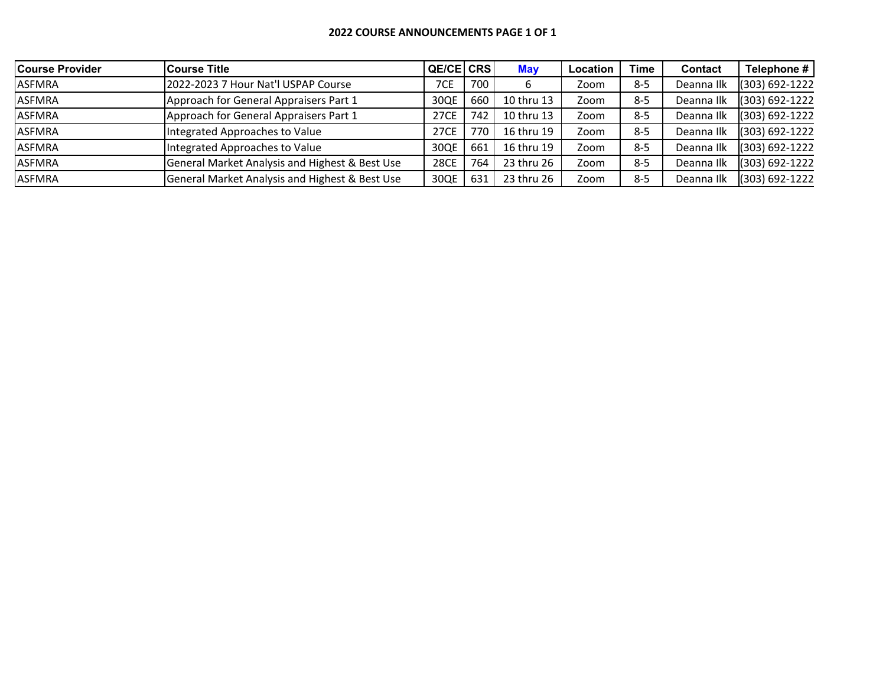## 2022 COURSE ANNOUNCEMENTS PAGE 1 OF 1

| Course Provider | Course Title | QE/CE | CRS | May | Location | Time | Contact | Telephone # |
|---|---|---|---|---|---|---|---|---|
| ASFMRA | 2022-2023 7 Hour Nat'l USPAP Course | 7CE | 700 | 6 | Zoom | 8-5 | Deanna Ilk | (303) 692-1222 |
| ASFMRA | Approach for General Appraisers Part 1 | 30QE | 660 | 10 thru 13 | Zoom | 8-5 | Deanna Ilk | (303) 692-1222 |
| ASFMRA | Approach for General Appraisers Part 1 | 27CE | 742 | 10 thru 13 | Zoom | 8-5 | Deanna Ilk | (303) 692-1222 |
| ASFMRA | Integrated Approaches to Value | 27CE | 770 | 16 thru 19 | Zoom | 8-5 | Deanna Ilk | (303) 692-1222 |
| ASFMRA | Integrated Approaches to Value | 30QE | 661 | 16 thru 19 | Zoom | 8-5 | Deanna Ilk | (303) 692-1222 |
| ASFMRA | General Market Analysis and Highest & Best Use | 28CE | 764 | 23 thru 26 | Zoom | 8-5 | Deanna Ilk | (303) 692-1222 |
| ASFMRA | General Market Analysis and Highest & Best Use | 30QE | 631 | 23 thru 26 | Zoom | 8-5 | Deanna Ilk | (303) 692-1222 |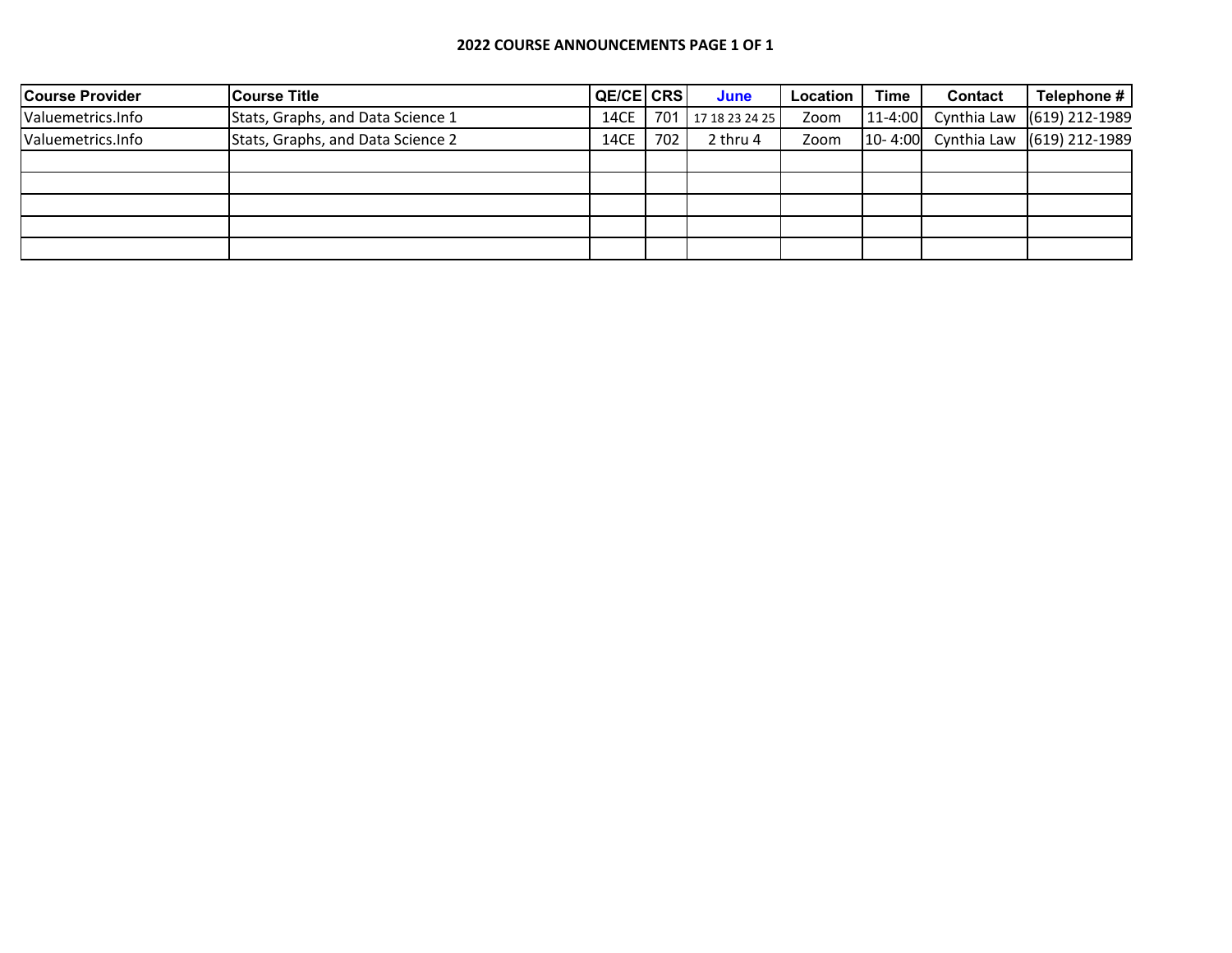**2022 COURSE ANNOUNCEMENTS PAGE 1 OF 1**

| Course Provider | Course Title | QE/CE | CRS | June | Location | Time | Contact | Telephone # |
|---|---|---|---|---|---|---|---|---|
| Valuemetrics.Info | Stats, Graphs, and Data Science 1 | 14CE | 701 | 17 18 23 24 25 | Zoom | 11-4:00 | Cynthia Law | (619) 212-1989 |
| Valuemetrics.Info | Stats, Graphs, and Data Science 2 | 14CE | 702 | 2 thru 4 | Zoom | 10- 4:00 | Cynthia Law | (619) 212-1989 |
| | | | | | | | | |
| | | | | | | | | |
| | | | | | | | | |
| | | | | | | | | |
| | | | | | | | | |